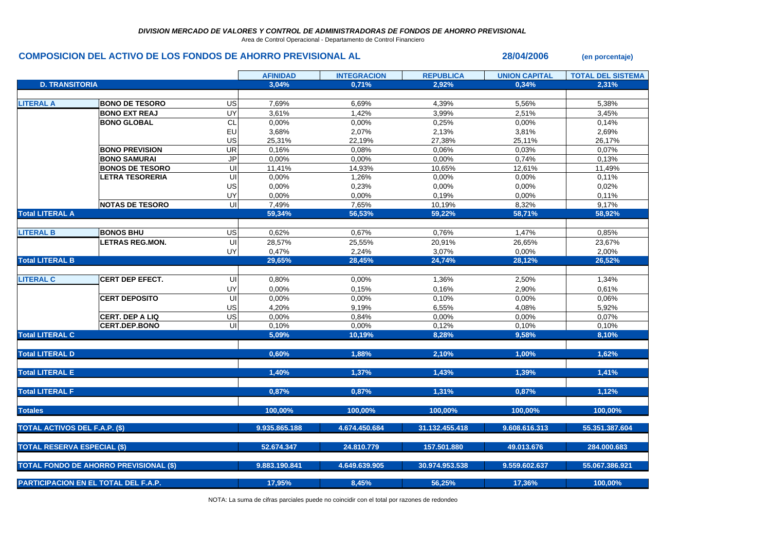*DIVISION MERCADO DE VALORES Y CONTROL DE ADMINISTRADORAS DE FONDOS DE AHORRO PREVISIONAL*

Area de Control Operacional - Departamento de Control Financiero

## COMPOSICION DEL ACTIVO DE LOS FONDOS DE AHORRO PREVISIONAL AL 28/04/2006 (en porcentaje)

| | | | AFINIDAD | INTEGRACION | REPUBLICA | UNION CAPITAL | TOTAL DEL SISTEMA |
|---|---|---|---|---|---|---|---|
| **D. TRANSITORIA** | | | 3,04% | 0,71% | 2,92% | 0,34% | 2,31% |
| **LITERAL A** | **BONO DE TESORO** | US | 7,69% | 6,69% | 4,39% | 5,56% | 5,38% |
| | **BONO EXT REAJ** | UY | 3,61% | 1,42% | 3,99% | 2,51% | 3,45% |
| | **BONO GLOBAL** | CL | 0,00% | 0,00% | 0,25% | 0,00% | 0,14% |
| | | EU | 3,68% | 2,07% | 2,13% | 3,81% | 2,69% |
| | | US | 25,31% | 22,19% | 27,38% | 25,11% | 26,17% |
| | **BONO PREVISION** | UR | 0,16% | 0,08% | 0,06% | 0,03% | 0,07% |
| | **BONO SAMURAI** | JP | 0,00% | 0,00% | 0,00% | 0,74% | 0,13% |
| | **BONOS DE TESORO** | UI | 11,41% | 14,93% | 10,65% | 12,61% | 11,49% |
| | **LETRA TESORERIA** | UI | 0,00% | 1,26% | 0,00% | 0,00% | 0,11% |
| | | US | 0,00% | 0,23% | 0,00% | 0,00% | 0,02% |
| | | UY | 0,00% | 0,00% | 0,19% | 0,00% | 0,11% |
| | **NOTAS DE TESORO** | UI | 7,49% | 7,65% | 10,19% | 8,32% | 9,17% |
| **Total LITERAL A** | | | 59,34% | 56,53% | 59,22% | 58,71% | 58,92% |
| **LITERAL B** | **BONOS BHU** | US | 0,62% | 0,67% | 0,76% | 1,47% | 0,85% |
| | **LETRAS REG.MON.** | UI | 28,57% | 25,55% | 20,91% | 26,65% | 23,67% |
| | | UY | 0,47% | 2,24% | 3,07% | 0,00% | 2,00% |
| **Total LITERAL B** | | | 29,65% | 28,45% | 24,74% | 28,12% | 26,52% |
| **LITERAL C** | **CERT DEP EFECT.** | UI | 0,80% | 0,00% | 1,36% | 2,50% | 1,34% |
| | | UY | 0,00% | 0,15% | 0,16% | 2,90% | 0,61% |
| | **CERT DEPOSITO** | UI | 0,00% | 0,00% | 0,10% | 0,00% | 0,06% |
| | | US | 4,20% | 9,19% | 6,55% | 4,08% | 5,92% |
| | **CERT. DEP A LIQ** | US | 0,00% | 0,84% | 0,00% | 0,00% | 0,07% |
| | **CERT.DEP.BONO** | UI | 0,10% | 0,00% | 0,12% | 0,10% | 0,10% |
| **Total LITERAL C** | | | 5,09% | 10,19% | 8,28% | 9,58% | 8,10% |
| **Total LITERAL D** | | | 0,60% | 1,88% | 2,10% | 1,00% | 1,62% |
| **Total LITERAL E** | | | 1,40% | 1,37% | 1,43% | 1,39% | 1,41% |
| **Total LITERAL F** | | | 0,87% | 0,87% | 1,31% | 0,87% | 1,12% |
| **Totales** | | | 100,00% | 100,00% | 100,00% | 100,00% | 100,00% |
| **TOTAL ACTIVOS DEL F.A.P. ($)** | | | 9.935.865.188 | 4.674.450.684 | 31.132.455.418 | 9.608.616.313 | 55.351.387.604 |
| **TOTAL RESERVA ESPECIAL ($)** | | | 52.674.347 | 24.810.779 | 157.501.880 | 49.013.676 | 284.000.683 |
| **TOTAL FONDO DE AHORRO PREVISIONAL ($)** | | | 9.883.190.841 | 4.649.639.905 | 30.974.953.538 | 9.559.602.637 | 55.067.386.921 |
| **PARTICIPACION EN EL TOTAL DEL F.A.P.** | | | 17,95% | 8,45% | 56,25% | 17,36% | 100,00% |

NOTA: La suma de cifras parciales puede no coincidir con el total por razones de redondeo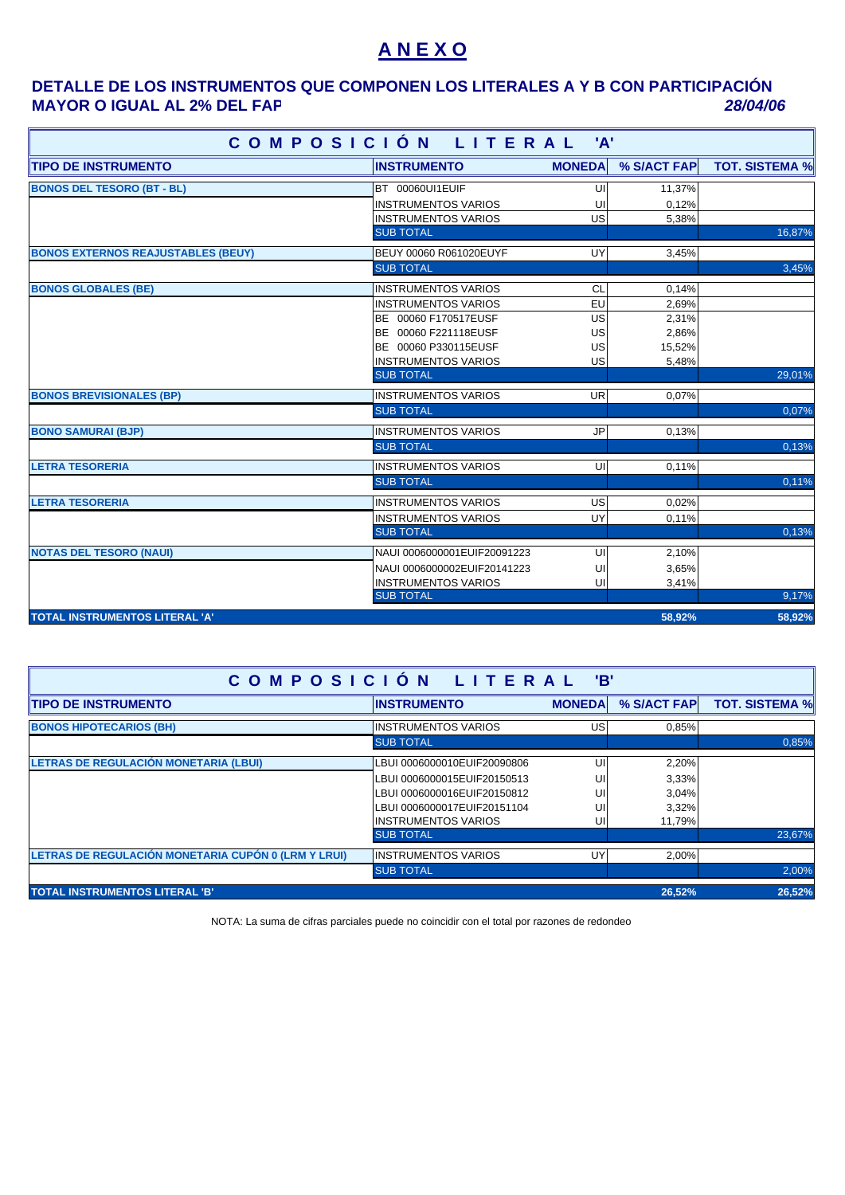# ANEXO

## DETALLE DE LOS INSTRUMENTOS QUE COMPONEN LOS LITERALES A Y B CON PARTICIPACIÓN MAYOR O IGUAL AL 2% DEL FAP

***28/04/06***

### COMPOSICIÓN LITERAL 'A'

| TIPO DE INSTRUMENTO | INSTRUMENTO | MONEDA | % S/ACT FAP | TOT. SISTEMA % |
|---|---|---|---|---|
| BONOS DEL TESORO (BT - BL) | BT 00060UI1EUIF | UI | 11,37% | |
| | INSTRUMENTOS VARIOS | UI | 0,12% | |
| | INSTRUMENTOS VARIOS | US | 5,38% | |
| | SUB TOTAL | | | 16,87% |
| BONOS EXTERNOS REAJUSTABLES (BEUY) | BEUY 00060 R061020EUYF | UY | 3,45% | |
| | SUB TOTAL | | | 3,45% |
| BONOS GLOBALES (BE) | INSTRUMENTOS VARIOS | CL | 0,14% | |
| | INSTRUMENTOS VARIOS | EU | 2,69% | |
| | BE 00060 F170517EUSF | US | 2,31% | |
| | BE 00060 F221118EUSF | US | 2,86% | |
| | BE 00060 P330115EUSF | US | 15,52% | |
| | INSTRUMENTOS VARIOS | US | 5,48% | |
| | SUB TOTAL | | | 29,01% |
| BONOS BREVISIONALES (BP) | INSTRUMENTOS VARIOS | UR | 0,07% | |
| | SUB TOTAL | | | 0,07% |
| BONO SAMURAI (BJP) | INSTRUMENTOS VARIOS | JP | 0,13% | |
| | SUB TOTAL | | | 0,13% |
| LETRA TESORERIA | INSTRUMENTOS VARIOS | UI | 0,11% | |
| | SUB TOTAL | | | 0,11% |
| LETRA TESORERIA | INSTRUMENTOS VARIOS | US | 0,02% | |
| | INSTRUMENTOS VARIOS | UY | 0,11% | |
| | SUB TOTAL | | | 0,13% |
| NOTAS DEL TESORO (NAUI) | NAUI 0006000001EUIF20091223 | UI | 2,10% | |
| | NAUI 0006000002EUIF20141223 | UI | 3,65% | |
| | INSTRUMENTOS VARIOS | UI | 3,41% | |
| | SUB TOTAL | | | 9,17% |
| **TOTAL INSTRUMENTOS LITERAL 'A'** | | | **58,92%** | **58,92%** |

### COMPOSICIÓN LITERAL 'B'

| TIPO DE INSTRUMENTO | INSTRUMENTO | MONEDA | % S/ACT FAP | TOT. SISTEMA % |
|---|---|---|---|---|
| BONOS HIPOTECARIOS (BH) | INSTRUMENTOS VARIOS | US | 0,85% | |
| | SUB TOTAL | | | 0,85% |
| LETRAS DE REGULACIÓN MONETARIA (LBUI) | LBUI 0006000010EUIF20090806 | UI | 2,20% | |
| | LBUI 0006000015EUIF20150513 | UI | 3,33% | |
| | LBUI 0006000016EUIF20150812 | UI | 3,04% | |
| | LBUI 0006000017EUIF20151104 | UI | 3,32% | |
| | INSTRUMENTOS VARIOS | UI | 11,79% | |
| | SUB TOTAL | | | 23,67% |
| LETRAS DE REGULACIÓN MONETARIA CUPÓN 0 (LRM Y LRUI) | INSTRUMENTOS VARIOS | UY | 2,00% | |
| | SUB TOTAL | | | 2,00% |
| **TOTAL INSTRUMENTOS LITERAL 'B'** | | | **26,52%** | **26,52%** |

NOTA: La suma de cifras parciales puede no coincidir con el total por razones de redondeo